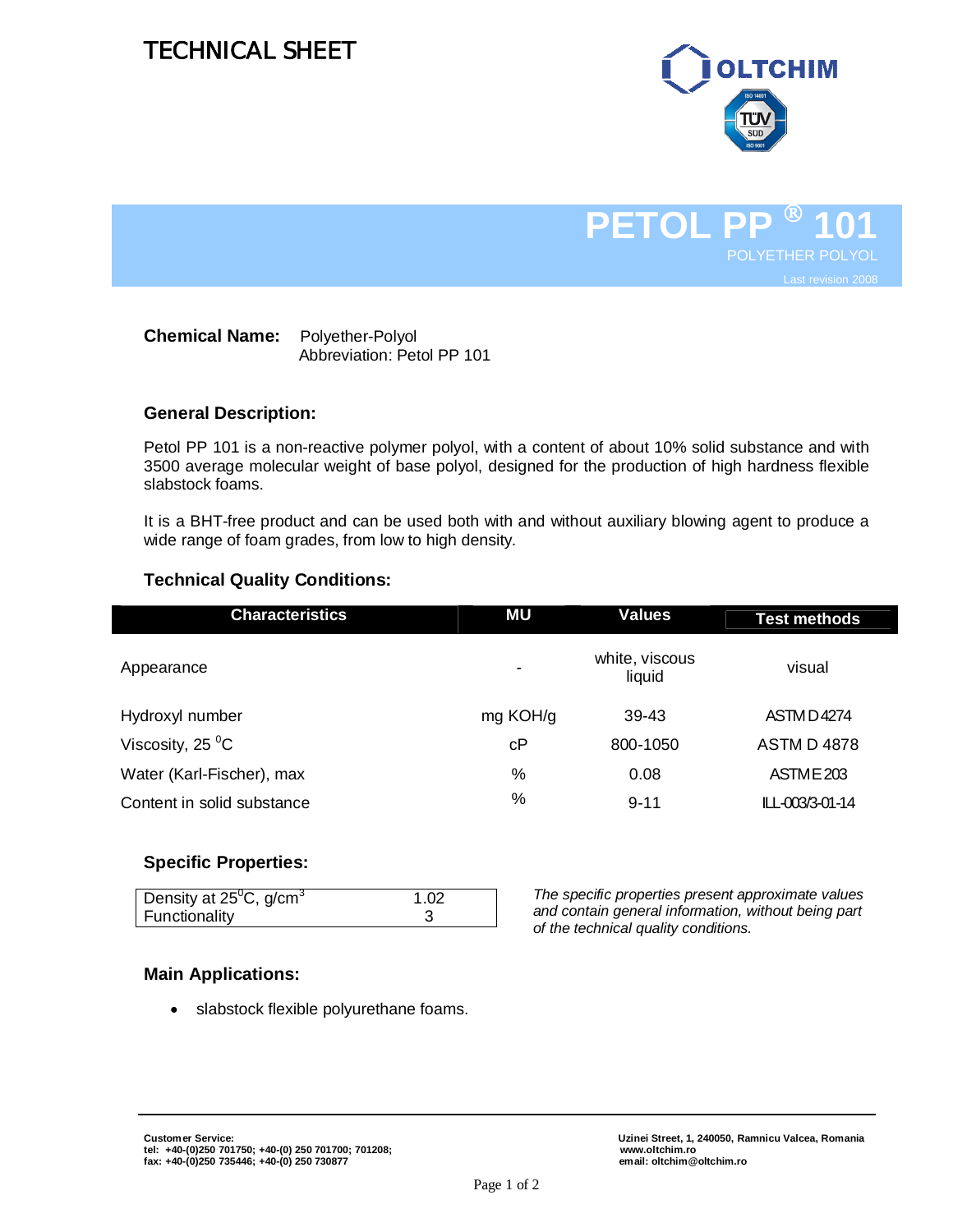# TECHNICAL SHEET

OLTCHIM

# PETOL PP ® 101

POLYETHER POLYOL

Last revision 2008

**Chemical Name:** Polyether-Polyol
Abbreviation: Petol PP 101

## General Description:

Petol PP 101 is a non-reactive polymer polyol, with a content of about 10% solid substance and with 3500 average molecular weight of base polyol, designed for the production of high hardness flexible slabstock foams.

It is a BHT-free product and can be used both with and without auxiliary blowing agent to produce a wide range of foam grades, from low to high density.

## Technical Quality Conditions:

| Characteristics | MU | Values | Test methods |
|---|---|---|---|
| Appearance | - | white, viscous liquid | visual |
| Hydroxyl number | mg KOH/g | 39-43 | ASTM D4274 |
| Viscosity, 25 $^0$C | cP | 800-1050 | ASTM D 4878 |
| Water (Karl-Fischer), max | % | 0.08 | ASTM E203 |
| Content in solid substance | % | 9-11 | ILL-003/3-01-14 |

## Specific Properties:

| | |
|---|---|
| Density at 25$^0$C, g/cm$^3$ | 1.02 |
| Functionality | 3 |

*The specific properties present approximate values and contain general information, without being part of the technical quality conditions.*

## Main Applications:

- slabstock flexible polyurethane foams.

**Customer Service:**
**tel: +40-(0)250 701750; +40-(0) 250 701700; 701208;**
**fax: +40-(0)250 735446; +40-(0) 250 730877**

**Uzinei Street, 1, 240050, Ramnicu Valcea, Romania**
**www.oltchim.ro**
**email: oltchim@oltchim.ro**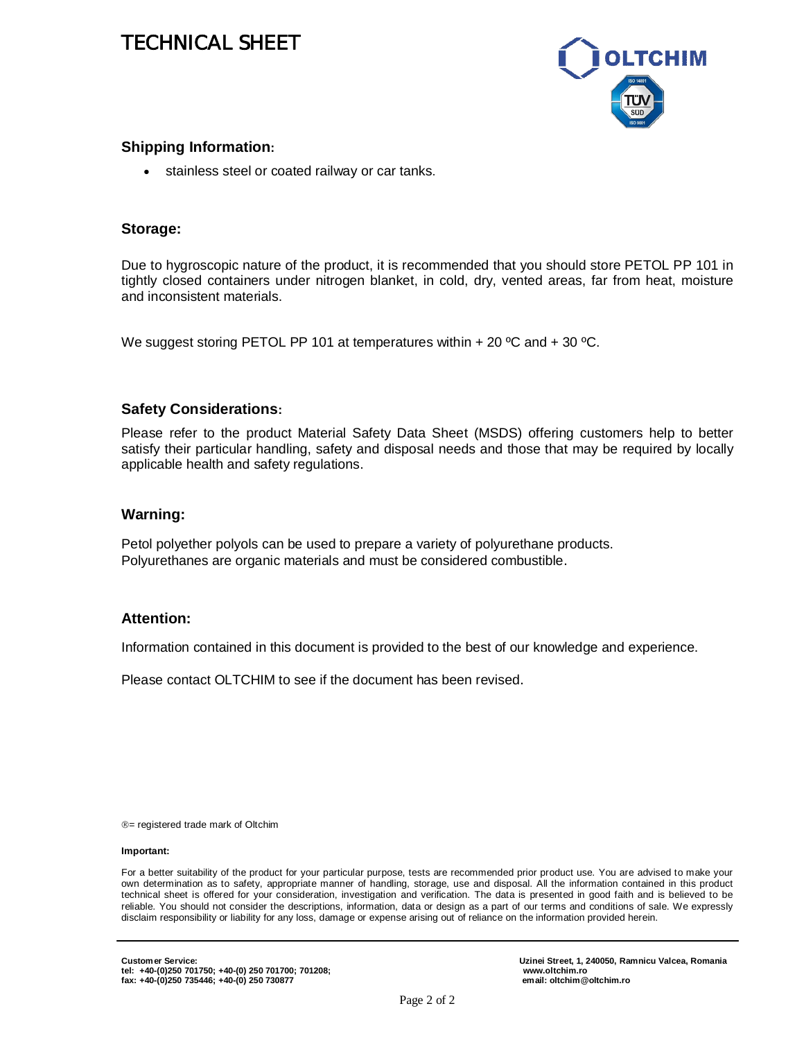## Shipping Information:

- stainless steel or coated railway or car tanks.

## Storage:

Due to hygroscopic nature of the product, it is recommended that you should store PETOL PP 101 in tightly closed containers under nitrogen blanket, in cold, dry, vented areas, far from heat, moisture and inconsistent materials.

We suggest storing PETOL PP 101 at temperatures within + 20 ºC and + 30 ºC.

## Safety Considerations:

Please refer to the product Material Safety Data Sheet (MSDS) offering customers help to better satisfy their particular handling, safety and disposal needs and those that may be required by locally applicable health and safety regulations.

## Warning:

Petol polyether polyols can be used to prepare a variety of polyurethane products.
Polyurethanes are organic materials and must be considered combustible.

## Attention:

Information contained in this document is provided to the best of our knowledge and experience.

Please contact OLTCHIM to see if the document has been revised.

®= registered trade mark of Oltchim

**Important:**

For a better suitability of the product for your particular purpose, tests are recommended prior product use. You are advised to make your own determination as to safety, appropriate manner of handling, storage, use and disposal. All the information contained in this product technical sheet is offered for your consideration, investigation and verification. The data is presented in good faith and is believed to be reliable. You should not consider the descriptions, information, data or design as a part of our terms and conditions of sale. We expressly disclaim responsibility or liability for any loss, damage or expense arising out of reliance on the information provided herein.

**Customer Service:**
**tel: +40-(0)250 701750; +40-(0) 250 701700; 701208;**
**fax: +40-(0)250 735446; +40-(0) 250 730877**

**Uzinei Street, 1, 240050, Ramnicu Valcea, Romania**
**www.oltchim.ro**
**email: oltchim@oltchim.ro**